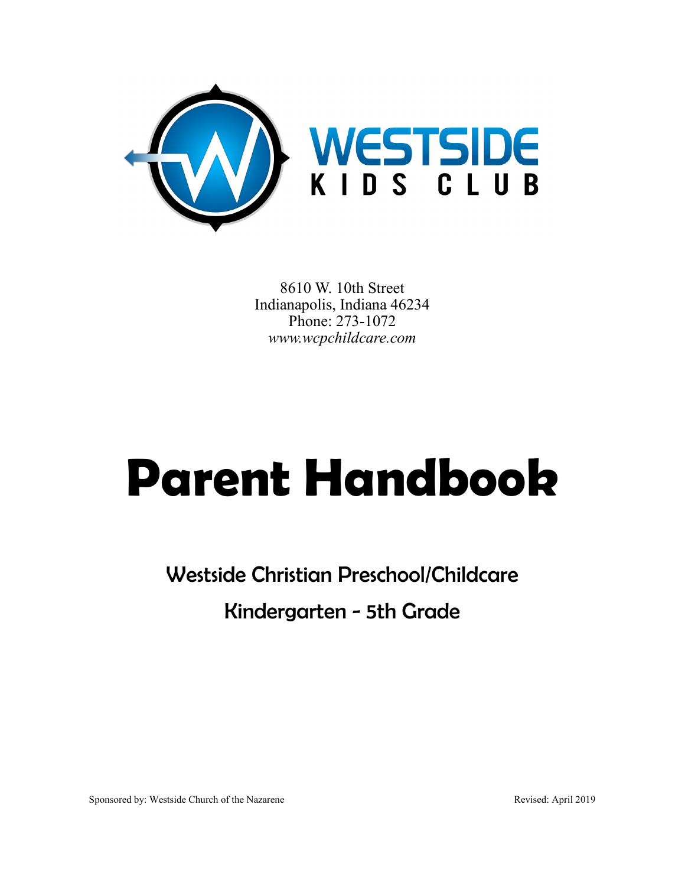WESTSIDE KIDS CLUB

8610 W. 10th Street
Indianapolis, Indiana 46234
Phone: 273-1072
*www.wcpchildcare.com*

# Parent Handbook

## Westside Christian Preschool/Childcare

## Kindergarten - 5th Grade

Sponsored by: Westside Church of the Nazarene

Revised: April 2019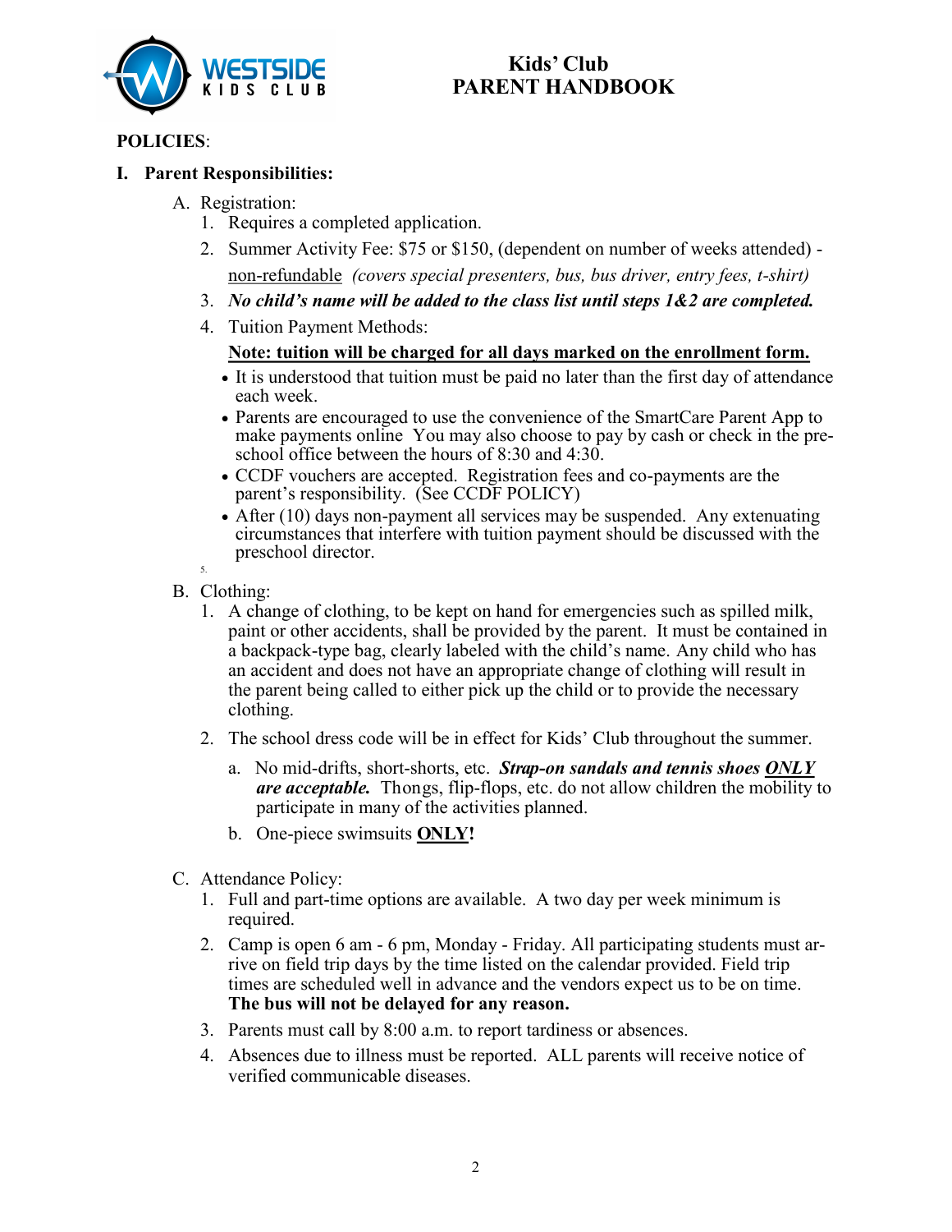# Kids' Club
# PARENT HANDBOOK

**POLICIES**:

## I. Parent Responsibilities:

A. Registration:

1. Requires a completed application.
2. Summer Activity Fee: $75 or $150, (dependent on number of weeks attended) - non-refundable *(covers special presenters, bus, bus driver, entry fees, t-shirt)*
3. ***No child's name will be added to the class list until steps 1&2 are completed.***
4. Tuition Payment Methods:

   **Note: tuition will be charged for all days marked on the enrollment form.**

   - It is understood that tuition must be paid no later than the first day of attendance each week.
   - Parents are encouraged to use the convenience of the SmartCare Parent App to make payments online You may also choose to pay by cash or check in the pre-school office between the hours of 8:30 and 4:30.
   - CCDF vouchers are accepted. Registration fees and co-payments are the parent's responsibility. (See CCDF POLICY)
   - After (10) days non-payment all services may be suspended. Any extenuating circumstances that interfere with tuition payment should be discussed with the preschool director.
5. 

B. Clothing:

1. A change of clothing, to be kept on hand for emergencies such as spilled milk, paint or other accidents, shall be provided by the parent. It must be contained in a backpack-type bag, clearly labeled with the child's name. Any child who has an accident and does not have an appropriate change of clothing will result in the parent being called to either pick up the child or to provide the necessary clothing.
2. The school dress code will be in effect for Kids' Club throughout the summer.
   a. No mid-drifts, short-shorts, etc. ***Strap-on sandals and tennis shoes ONLY are acceptable.*** Thongs, flip-flops, etc. do not allow children the mobility to participate in many of the activities planned.
   b. One-piece swimsuits **ONLY!**

C. Attendance Policy:

1. Full and part-time options are available. A two day per week minimum is required.
2. Camp is open 6 am - 6 pm, Monday - Friday. All participating students must arrive on field trip days by the time listed on the calendar provided. Field trip times are scheduled well in advance and the vendors expect us to be on time. **The bus will not be delayed for any reason.**
3. Parents must call by 8:00 a.m. to report tardiness or absences.
4. Absences due to illness must be reported. ALL parents will receive notice of verified communicable diseases.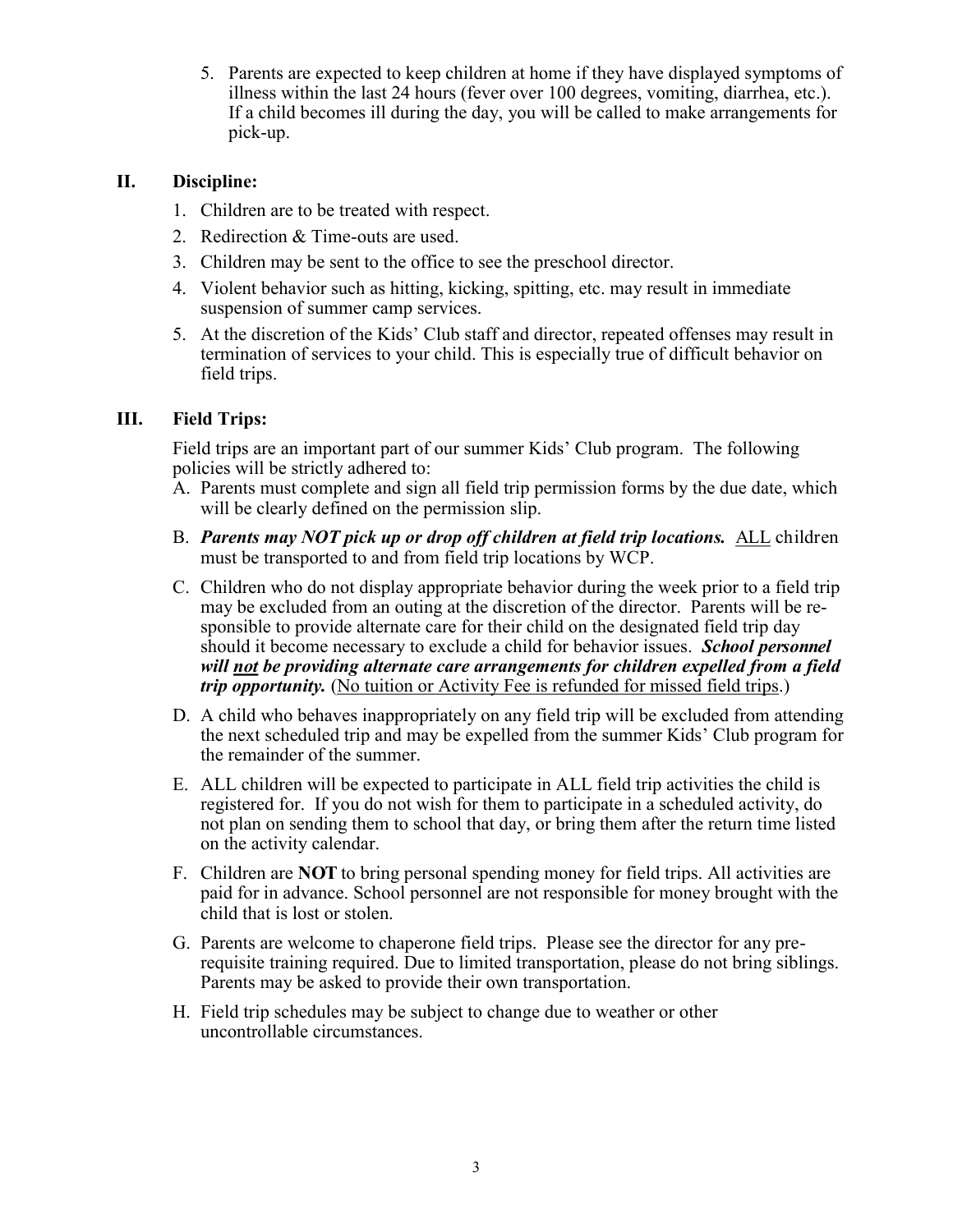5. Parents are expected to keep children at home if they have displayed symptoms of illness within the last 24 hours (fever over 100 degrees, vomiting, diarrhea, etc.). If a child becomes ill during the day, you will be called to make arrangements for pick-up.

## II. Discipline:

1. Children are to be treated with respect.
2. Redirection & Time-outs are used.
3. Children may be sent to the office to see the preschool director.
4. Violent behavior such as hitting, kicking, spitting, etc. may result in immediate suspension of summer camp services.
5. At the discretion of the Kids' Club staff and director, repeated offenses may result in termination of services to your child. This is especially true of difficult behavior on field trips.

## III. Field Trips:

Field trips are an important part of our summer Kids' Club program. The following policies will be strictly adhered to:

A. Parents must complete and sign all field trip permission forms by the due date, which will be clearly defined on the permission slip.

B. ***Parents may NOT pick up or drop off children at field trip locations.*** <u>ALL</u> children must be transported to and from field trip locations by WCP.

C. Children who do not display appropriate behavior during the week prior to a field trip may be excluded from an outing at the discretion of the director. Parents will be responsible to provide alternate care for their child on the designated field trip day should it become necessary to exclude a child for behavior issues. ***School personnel will <u>not</u> be providing alternate care arrangements for children expelled from a field trip opportunity.*** (<u>No tuition or Activity Fee is refunded for missed field trips</u>.)

D. A child who behaves inappropriately on any field trip will be excluded from attending the next scheduled trip and may be expelled from the summer Kids' Club program for the remainder of the summer.

E. ALL children will be expected to participate in ALL field trip activities the child is registered for. If you do not wish for them to participate in a scheduled activity, do not plan on sending them to school that day, or bring them after the return time listed on the activity calendar.

F. Children are **NOT** to bring personal spending money for field trips. All activities are paid for in advance. School personnel are not responsible for money brought with the child that is lost or stolen.

G. Parents are welcome to chaperone field trips. Please see the director for any pre-requisite training required. Due to limited transportation, please do not bring siblings. Parents may be asked to provide their own transportation.

H. Field trip schedules may be subject to change due to weather or other uncontrollable circumstances.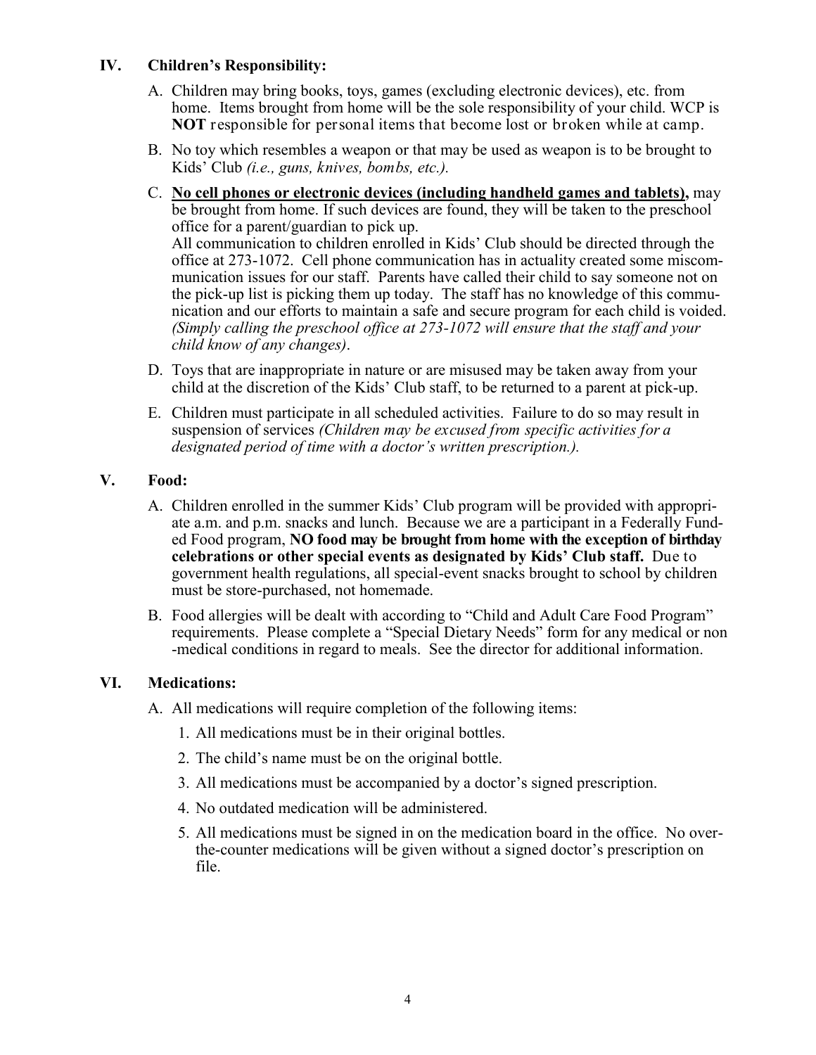## IV. Children's Responsibility:

A. Children may bring books, toys, games (excluding electronic devices), etc. from home. Items brought from home will be the sole responsibility of your child. WCP is **NOT** responsible for personal items that become lost or broken while at camp.

B. No toy which resembles a weapon or that may be used as weapon is to be brought to Kids' Club *(i.e., guns, knives, bombs, etc.).*

C. **No cell phones or electronic devices (including handheld games and tablets),** may be brought from home. If such devices are found, they will be taken to the preschool office for a parent/guardian to pick up.
All communication to children enrolled in Kids' Club should be directed through the office at 273-1072. Cell phone communication has in actuality created some miscommunication issues for our staff. Parents have called their child to say someone not on the pick-up list is picking them up today. The staff has no knowledge of this communication and our efforts to maintain a safe and secure program for each child is voided. *(Simply calling the preschool office at 273-1072 will ensure that the staff and your child know of any changes)*.

D. Toys that are inappropriate in nature or are misused may be taken away from your child at the discretion of the Kids' Club staff, to be returned to a parent at pick-up.

E. Children must participate in all scheduled activities. Failure to do so may result in suspension of services *(Children may be excused from specific activities for a designated period of time with a doctor's written prescription.).*

## V. Food:

A. Children enrolled in the summer Kids' Club program will be provided with appropriate a.m. and p.m. snacks and lunch. Because we are a participant in a Federally Funded Food program, **NO food may be brought from home with the exception of birthday celebrations or other special events as designated by Kids' Club staff.** Due to government health regulations, all special-event snacks brought to school by children must be store-purchased, not homemade.

B. Food allergies will be dealt with according to "Child and Adult Care Food Program" requirements. Please complete a "Special Dietary Needs" form for any medical or non-medical conditions in regard to meals. See the director for additional information.

## VI. Medications:

A. All medications will require completion of the following items:

1. All medications must be in their original bottles.
2. The child's name must be on the original bottle.
3. All medications must be accompanied by a doctor's signed prescription.
4. No outdated medication will be administered.
5. All medications must be signed in on the medication board in the office. No over-the-counter medications will be given without a signed doctor's prescription on file.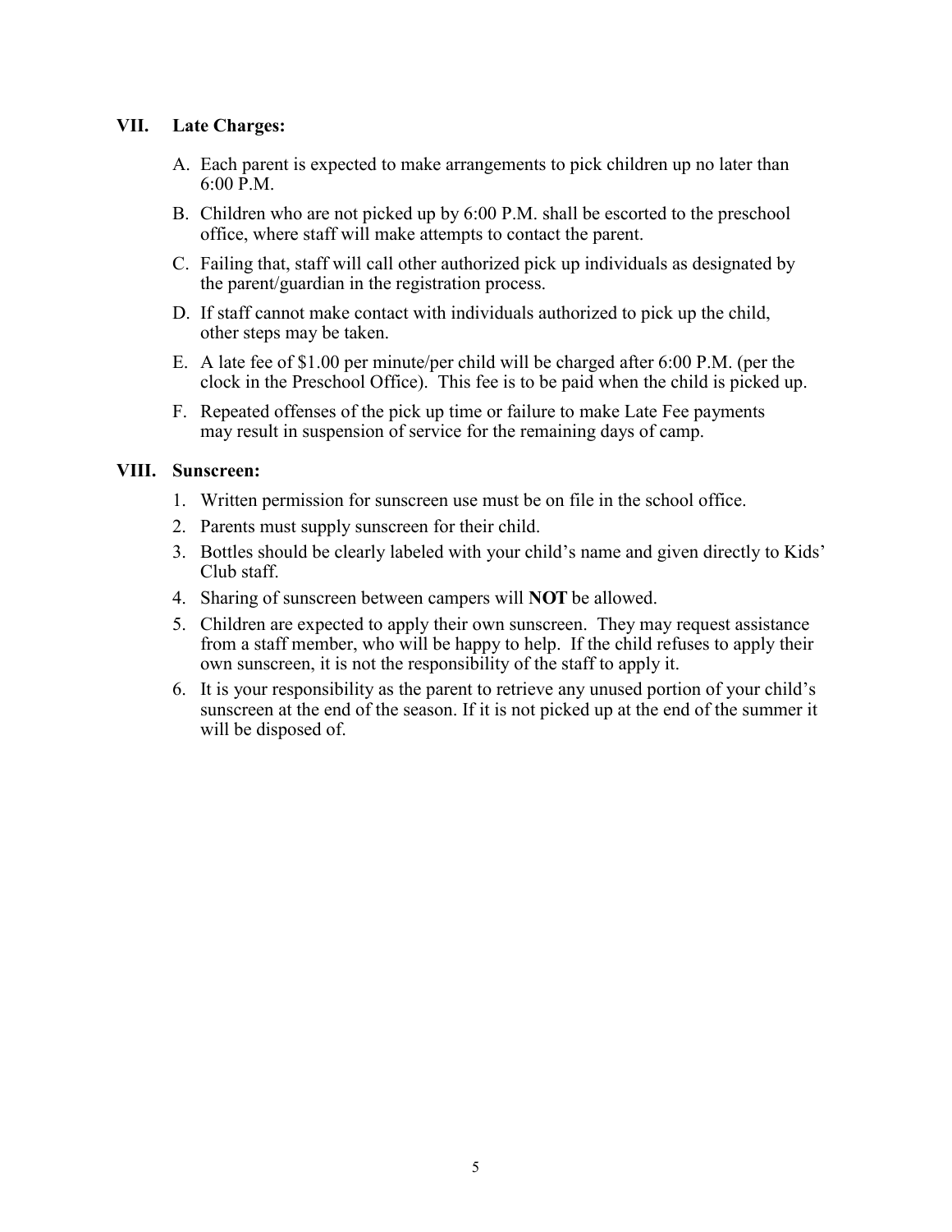## VII. Late Charges:

A. Each parent is expected to make arrangements to pick children up no later than 6:00 P.M.

B. Children who are not picked up by 6:00 P.M. shall be escorted to the preschool office, where staff will make attempts to contact the parent.

C. Failing that, staff will call other authorized pick up individuals as designated by the parent/guardian in the registration process.

D. If staff cannot make contact with individuals authorized to pick up the child, other steps may be taken.

E. A late fee of $1.00 per minute/per child will be charged after 6:00 P.M. (per the clock in the Preschool Office). This fee is to be paid when the child is picked up.

F. Repeated offenses of the pick up time or failure to make Late Fee payments may result in suspension of service for the remaining days of camp.

## VIII. Sunscreen:

1. Written permission for sunscreen use must be on file in the school office.
2. Parents must supply sunscreen for their child.
3. Bottles should be clearly labeled with your child's name and given directly to Kids' Club staff.
4. Sharing of sunscreen between campers will **NOT** be allowed.
5. Children are expected to apply their own sunscreen. They may request assistance from a staff member, who will be happy to help. If the child refuses to apply their own sunscreen, it is not the responsibility of the staff to apply it.
6. It is your responsibility as the parent to retrieve any unused portion of your child's sunscreen at the end of the season. If it is not picked up at the end of the summer it will be disposed of.